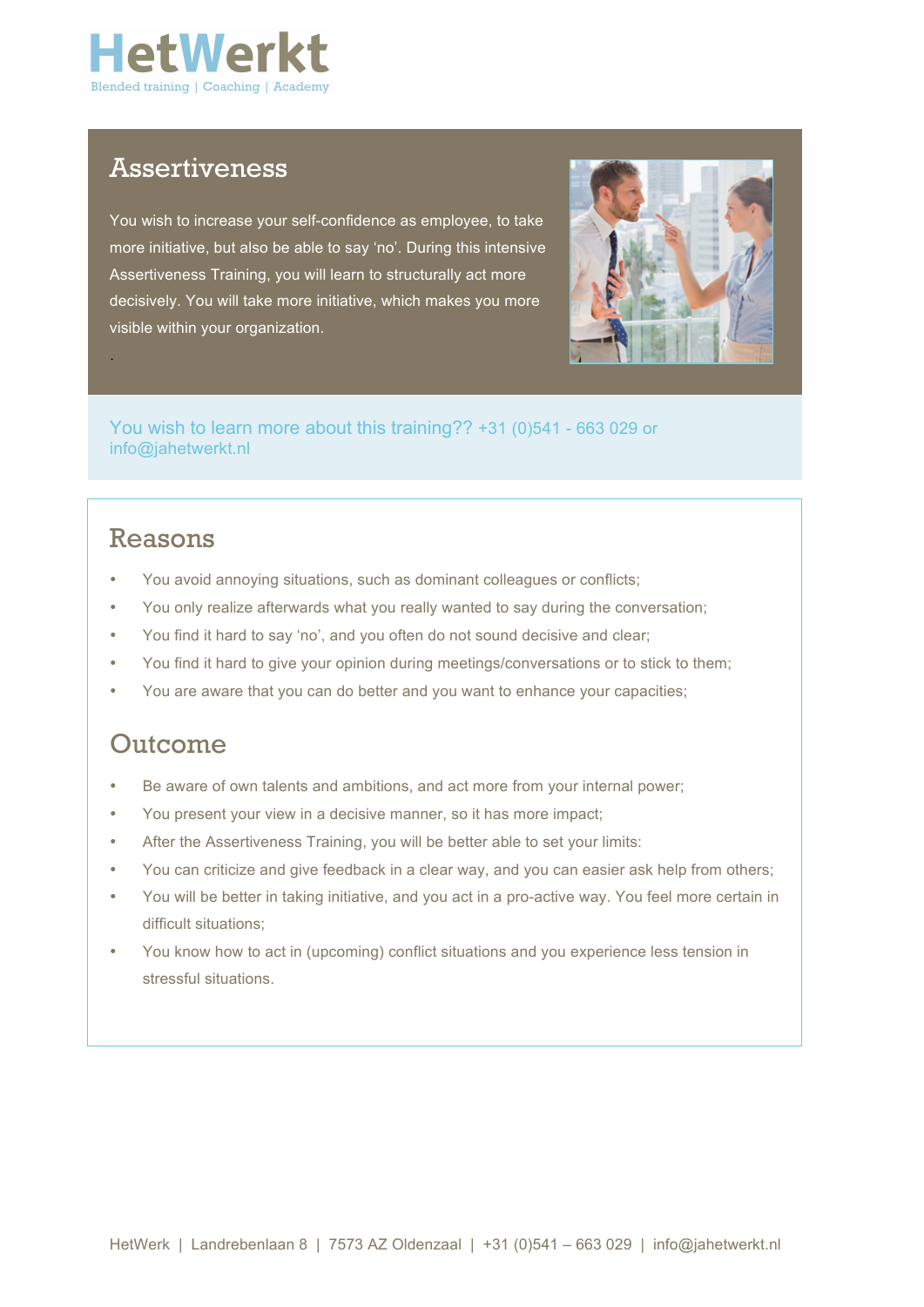# HetWerkt

Blended training | Coaching | Academy

## Assertiveness

You wish to increase your self-confidence as employee, to take more initiative, but also be able to say 'no'. During this intensive Assertiveness Training, you will learn to structurally act more decisively. You will take more initiative, which makes you more visible within your organization.

.

You wish to learn more about this training?? +31 (0)541 - 663 029 or info@jahetwerkt.nl

## Reasons

- You avoid annoying situations, such as dominant colleagues or conflicts;
- You only realize afterwards what you really wanted to say during the conversation;
- You find it hard to say 'no', and you often do not sound decisive and clear;
- You find it hard to give your opinion during meetings/conversations or to stick to them;
- You are aware that you can do better and you want to enhance your capacities;

## Outcome

- Be aware of own talents and ambitions, and act more from your internal power;
- You present your view in a decisive manner, so it has more impact;
- After the Assertiveness Training, you will be better able to set your limits:
- You can criticize and give feedback in a clear way, and you can easier ask help from others;
- You will be better in taking initiative, and you act in a pro-active way. You feel more certain in difficult situations;
- You know how to act in (upcoming) conflict situations and you experience less tension in stressful situations.

HetWerk | Landrebenlaan 8 | 7573 AZ Oldenzaal | +31 (0)541 – 663 029 | info@jahetwerkt.nl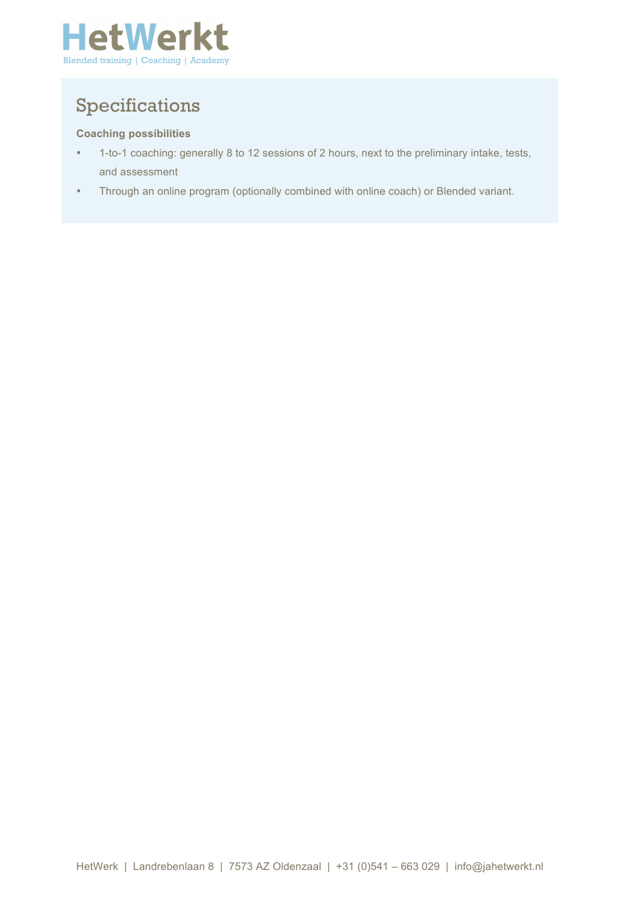## Specifications

**Coaching possibilities**

- 1-to-1 coaching: generally 8 to 12 sessions of 2 hours, next to the preliminary intake, tests, and assessment
- Through an online program (optionally combined with online coach) or Blended variant.